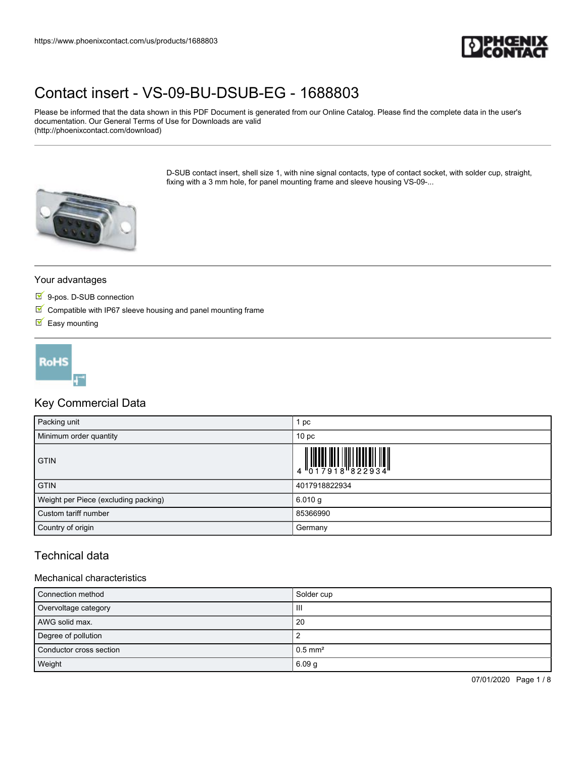https://www.phoenixcontact.com/us/products/1688803

# Contact insert - VS-09-BU-DSUB-EG - 1688803

Please be informed that the data shown in this PDF Document is generated from our Online Catalog. Please find the complete data in the user's documentation. Our General Terms of Use for Downloads are valid (http://phoenixcontact.com/download)

D-SUB contact insert, shell size 1, with nine signal contacts, type of contact socket, with solder cup, straight, fixing with a 3 mm hole, for panel mounting frame and sleeve housing VS-09-...

## Your advantages

- 9-pos. D-SUB connection
- Compatible with IP67 sleeve housing and panel mounting frame
- Easy mounting

## Key Commercial Data

| Packing unit | 1 pc |
|---|---|
| Minimum order quantity | 10 pc |
| GTIN | 4 017918 822934 |
| GTIN | 4017918822934 |
| Weight per Piece (excluding packing) | 6.010 g |
| Custom tariff number | 85366990 |
| Country of origin | Germany |

## Technical data

### Mechanical characteristics

| Connection method | Solder cup |
|---|---|
| Overvoltage category | III |
| AWG solid max. | 20 |
| Degree of pollution | 2 |
| Conductor cross section | 0.5 mm² |
| Weight | 6.09 g |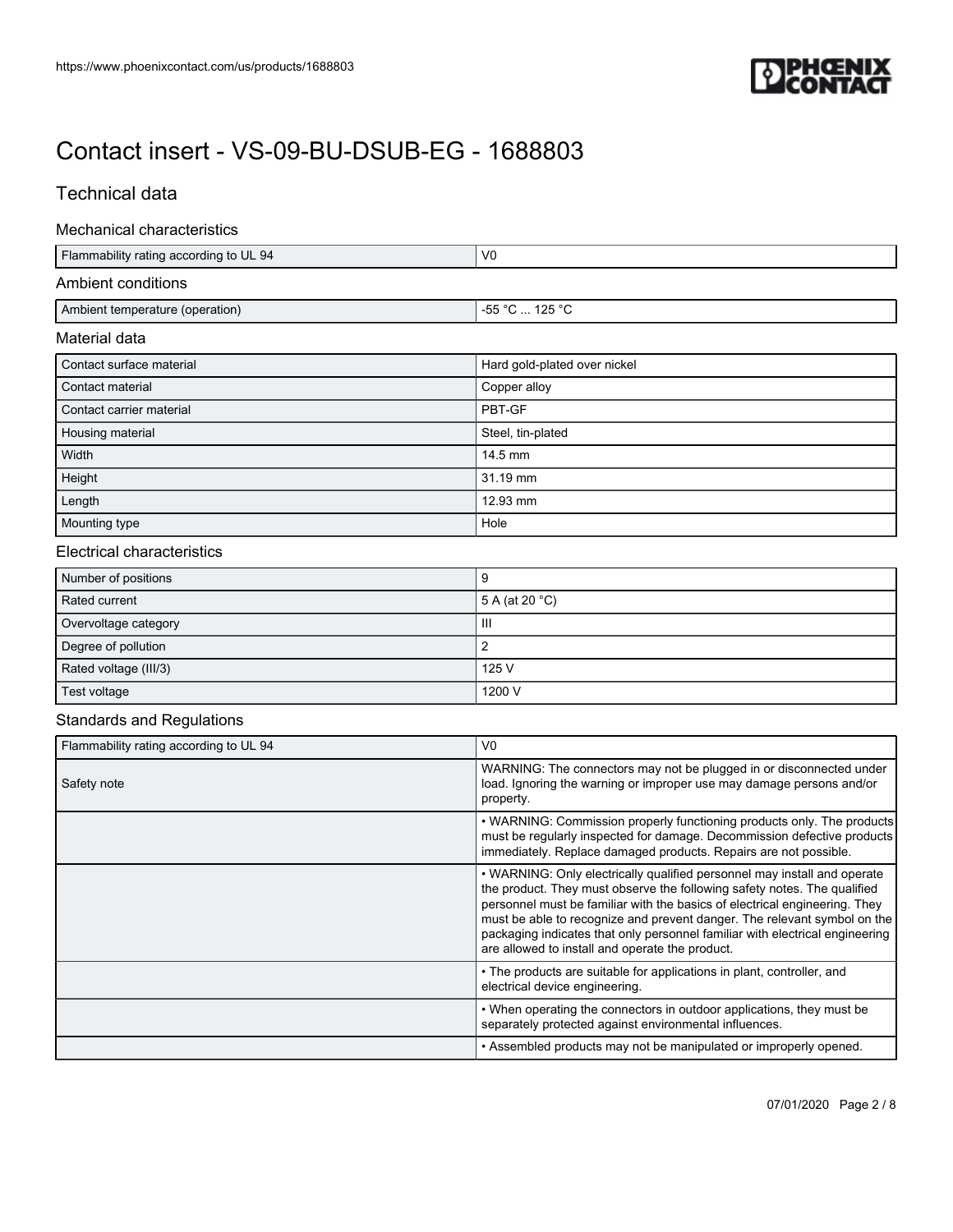# Contact insert - VS-09-BU-DSUB-EG - 1688803

## Technical data

### Mechanical characteristics

| | |
|---|---|
| Flammability rating according to UL 94 | V0 |

### Ambient conditions

| | |
|---|---|
| Ambient temperature (operation) | -55 °C ... 125 °C |

### Material data

| | |
|---|---|
| Contact surface material | Hard gold-plated over nickel |
| Contact material | Copper alloy |
| Contact carrier material | PBT-GF |
| Housing material | Steel, tin-plated |
| Width | 14.5 mm |
| Height | 31.19 mm |
| Length | 12.93 mm |
| Mounting type | Hole |

### Electrical characteristics

| | |
|---|---|
| Number of positions | 9 |
| Rated current | 5 A (at 20 °C) |
| Overvoltage category | III |
| Degree of pollution | 2 |
| Rated voltage (III/3) | 125 V |
| Test voltage | 1200 V |

### Standards and Regulations

| | |
|---|---|
| Flammability rating according to UL 94 | V0 |
| Safety note | WARNING: The connectors may not be plugged in or disconnected under load. Ignoring the warning or improper use may damage persons and/or property. |
| | • WARNING: Commission properly functioning products only. The products must be regularly inspected for damage. Decommission defective products immediately. Replace damaged products. Repairs are not possible. |
| | • WARNING: Only electrically qualified personnel may install and operate the product. They must observe the following safety notes. The qualified personnel must be familiar with the basics of electrical engineering. They must be able to recognize and prevent danger. The relevant symbol on the packaging indicates that only personnel familiar with electrical engineering are allowed to install and operate the product. |
| | • The products are suitable for applications in plant, controller, and electrical device engineering. |
| | • When operating the connectors in outdoor applications, they must be separately protected against environmental influences. |
| | • Assembled products may not be manipulated or improperly opened. |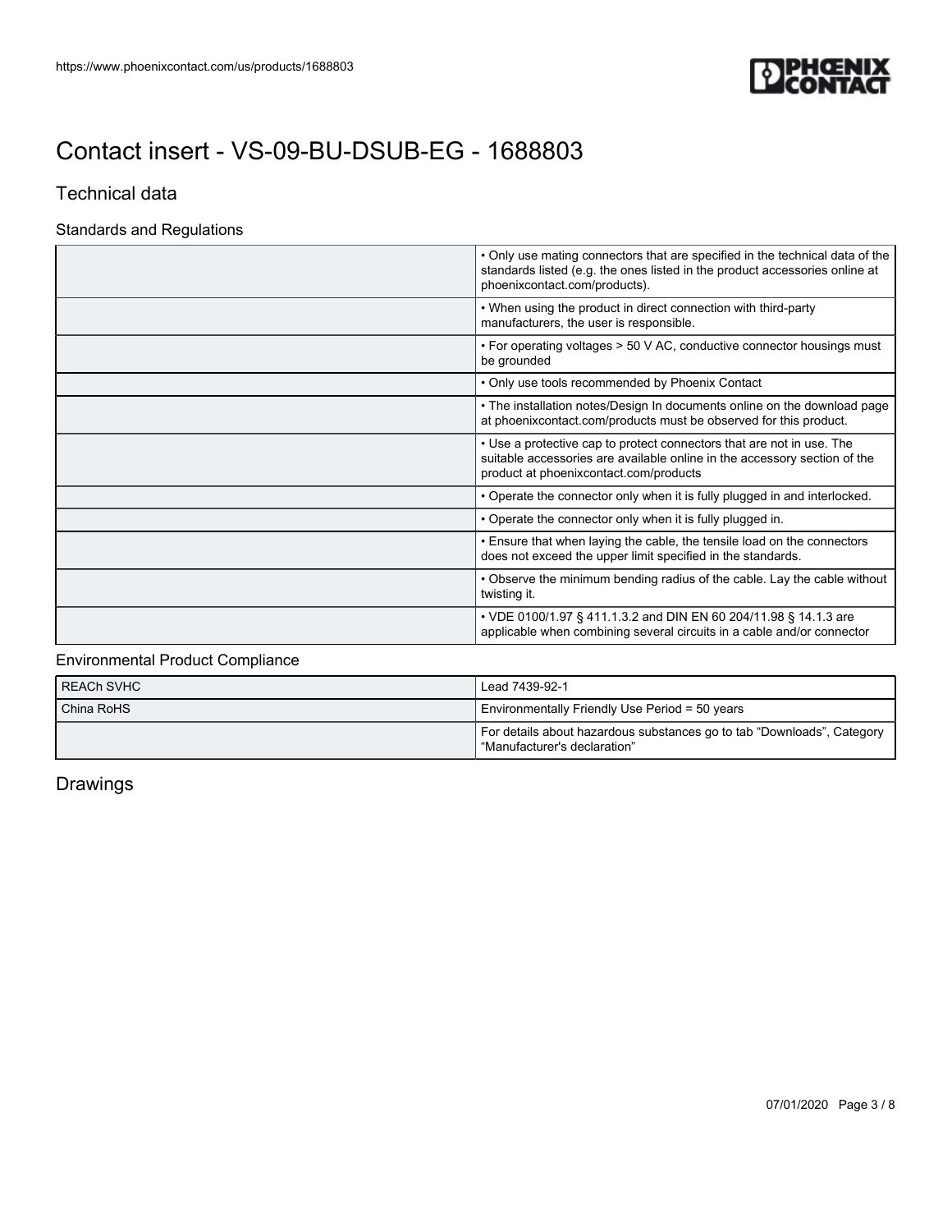# Contact insert - VS-09-BU-DSUB-EG - 1688803

## Technical data

### Standards and Regulations

| | |
|---|---|
| | • Only use mating connectors that are specified in the technical data of the standards listed (e.g. the ones listed in the product accessories online at phoenixcontact.com/products). |
| | • When using the product in direct connection with third-party manufacturers, the user is responsible. |
| | • For operating voltages > 50 V AC, conductive connector housings must be grounded |
| | • Only use tools recommended by Phoenix Contact |
| | • The installation notes/Design In documents online on the download page at phoenixcontact.com/products must be observed for this product. |
| | • Use a protective cap to protect connectors that are not in use. The suitable accessories are available online in the accessory section of the product at phoenixcontact.com/products |
| | • Operate the connector only when it is fully plugged in and interlocked. |
| | • Operate the connector only when it is fully plugged in. |
| | • Ensure that when laying the cable, the tensile load on the connectors does not exceed the upper limit specified in the standards. |
| | • Observe the minimum bending radius of the cable. Lay the cable without twisting it. |
| | • VDE 0100/1.97 § 411.1.3.2 and DIN EN 60 204/11.98 § 14.1.3 are applicable when combining several circuits in a cable and/or connector |

### Environmental Product Compliance

| | |
|---|---|
| REACh SVHC | Lead 7439-92-1 |
| China RoHS | Environmentally Friendly Use Period = 50 years |
| | For details about hazardous substances go to tab “Downloads”, Category “Manufacturer's declaration” |

## Drawings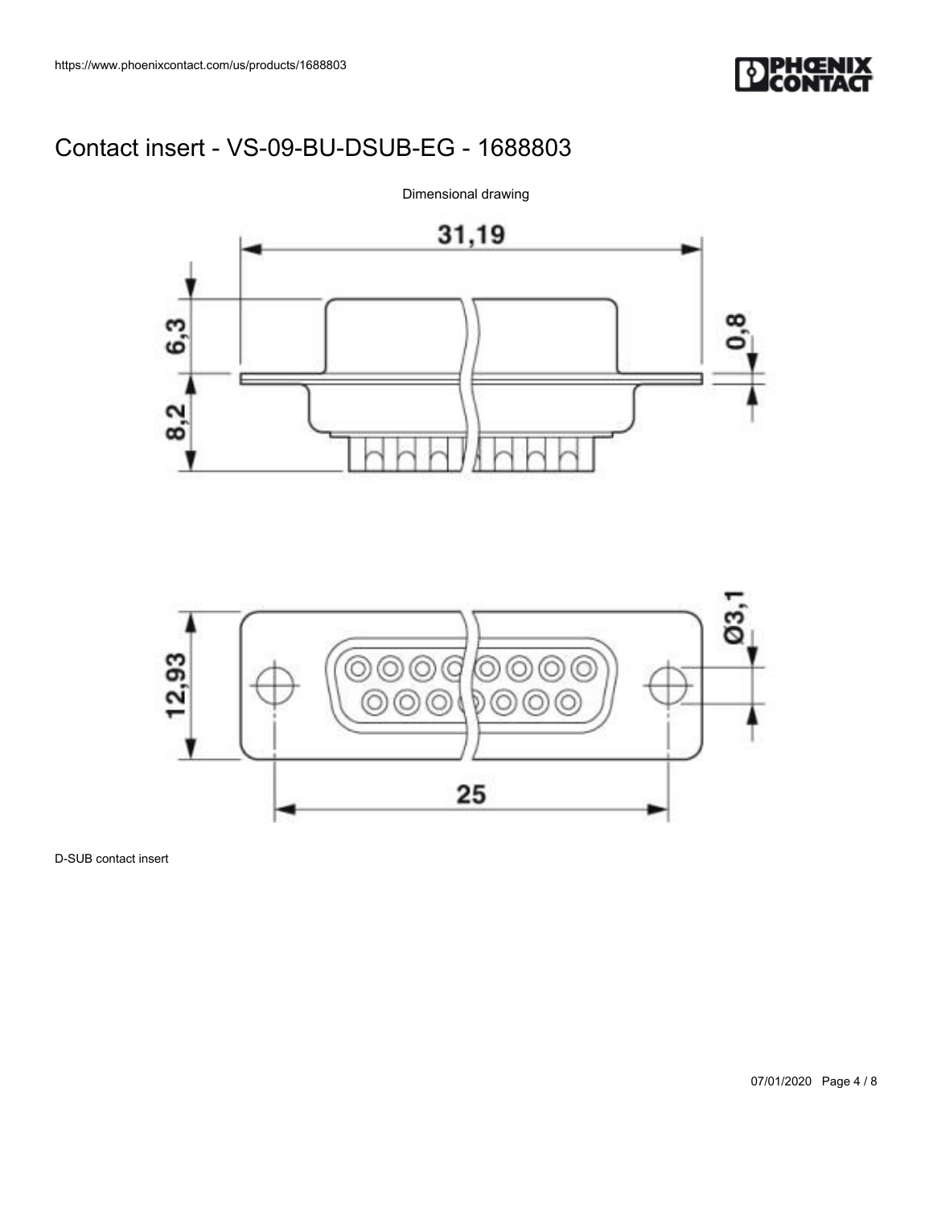# Contact insert - VS-09-BU-DSUB-EG - 1688803

Dimensional drawing

31,19

6,3

8,2

0,8

12,93

Ø3,1

25

D-SUB contact insert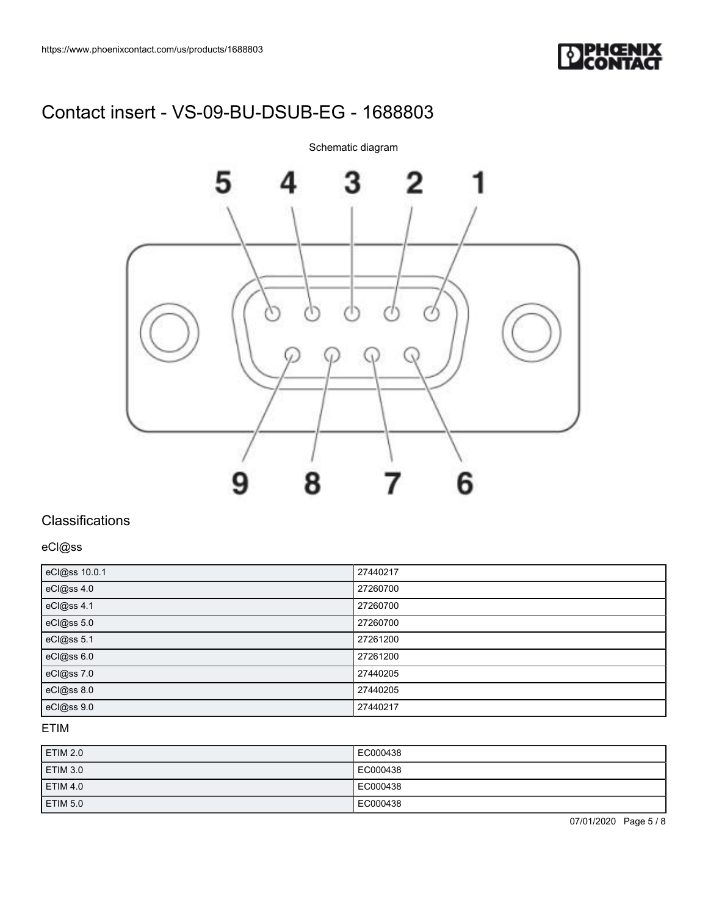# Contact insert - VS-09-BU-DSUB-EG - 1688803

Schematic diagram

## Classifications

### eCl@ss

| | |
|---|---|
| eCl@ss 10.0.1 | 27440217 |
| eCl@ss 4.0 | 27260700 |
| eCl@ss 4.1 | 27260700 |
| eCl@ss 5.0 | 27260700 |
| eCl@ss 5.1 | 27261200 |
| eCl@ss 6.0 | 27261200 |
| eCl@ss 7.0 | 27440205 |
| eCl@ss 8.0 | 27440205 |
| eCl@ss 9.0 | 27440217 |

### ETIM

| | |
|---|---|
| ETIM 2.0 | EC000438 |
| ETIM 3.0 | EC000438 |
| ETIM 4.0 | EC000438 |
| ETIM 5.0 | EC000438 |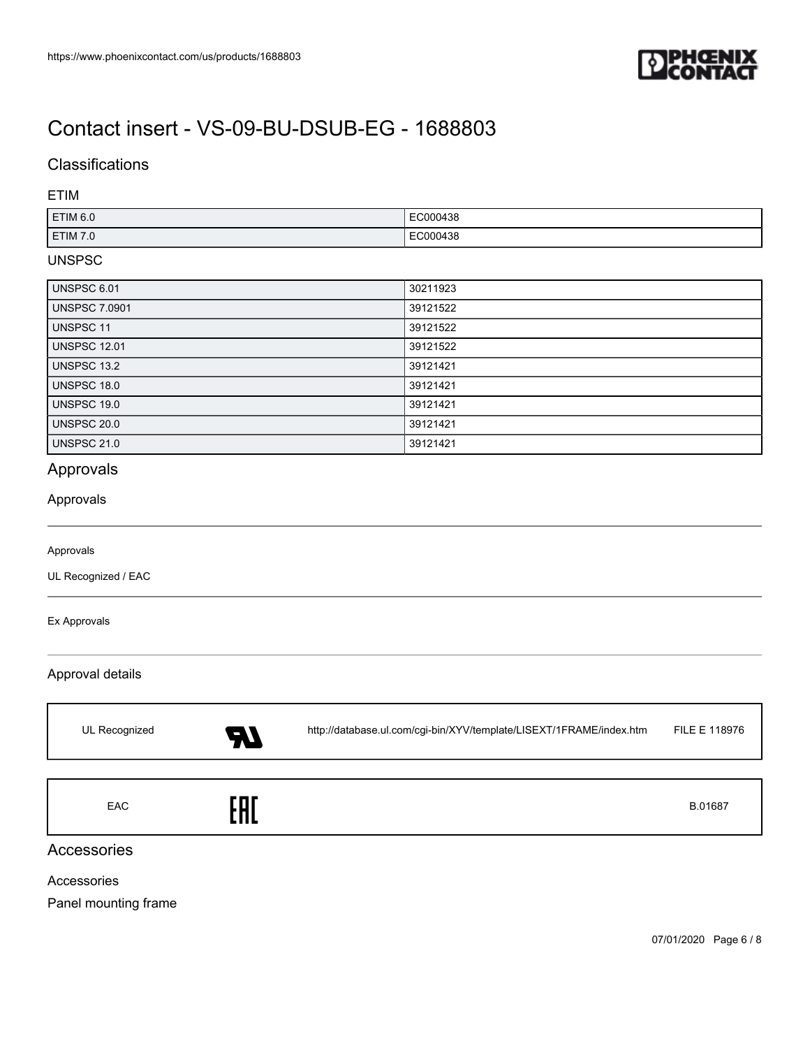# Contact insert - VS-09-BU-DSUB-EG - 1688803

## Classifications

### ETIM

| ETIM 6.0 | EC000438 |
|---|---|
| ETIM 7.0 | EC000438 |

### UNSPSC

| UNSPSC 6.01 | 30211923 |
|---|---|
| UNSPSC 7.0901 | 39121522 |
| UNSPSC 11 | 39121522 |
| UNSPSC 12.01 | 39121522 |
| UNSPSC 13.2 | 39121421 |
| UNSPSC 18.0 | 39121421 |
| UNSPSC 19.0 | 39121421 |
| UNSPSC 20.0 | 39121421 |
| UNSPSC 21.0 | 39121421 |

## Approvals

### Approvals

Approvals

UL Recognized / EAC

Ex Approvals

### Approval details

| UL Recognized | | http://database.ul.com/cgi-bin/XYV/template/LISEXT/1FRAME/index.htm | FILE E 118976 |
|---|---|---|---|

| EAC | | | B.01687 |
|---|---|---|---|

## Accessories

### Accessories

Panel mounting frame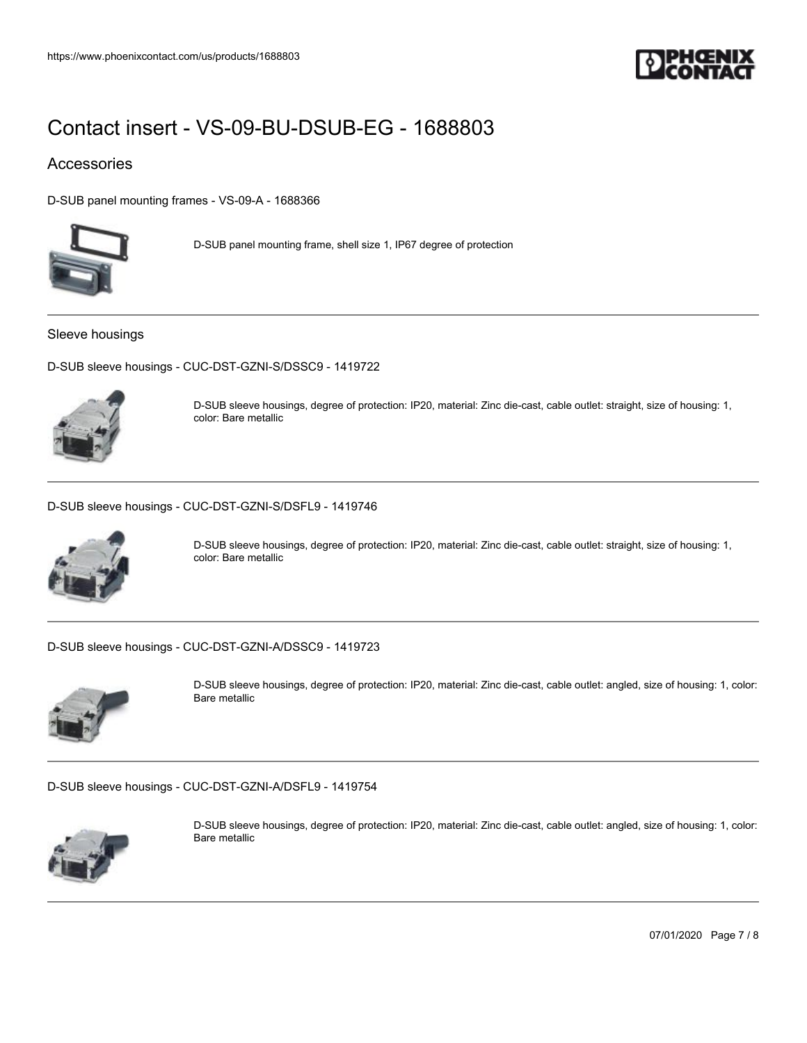# Contact insert - VS-09-BU-DSUB-EG - 1688803

## Accessories

D-SUB panel mounting frames - VS-09-A - 1688366

D-SUB panel mounting frame, shell size 1, IP67 degree of protection

### Sleeve housings

D-SUB sleeve housings - CUC-DST-GZNI-S/DSSC9 - 1419722

D-SUB sleeve housings, degree of protection: IP20, material: Zinc die-cast, cable outlet: straight, size of housing: 1, color: Bare metallic

D-SUB sleeve housings - CUC-DST-GZNI-S/DSFL9 - 1419746

D-SUB sleeve housings, degree of protection: IP20, material: Zinc die-cast, cable outlet: straight, size of housing: 1, color: Bare metallic

D-SUB sleeve housings - CUC-DST-GZNI-A/DSSC9 - 1419723

D-SUB sleeve housings, degree of protection: IP20, material: Zinc die-cast, cable outlet: angled, size of housing: 1, color: Bare metallic

D-SUB sleeve housings - CUC-DST-GZNI-A/DSFL9 - 1419754

D-SUB sleeve housings, degree of protection: IP20, material: Zinc die-cast, cable outlet: angled, size of housing: 1, color: Bare metallic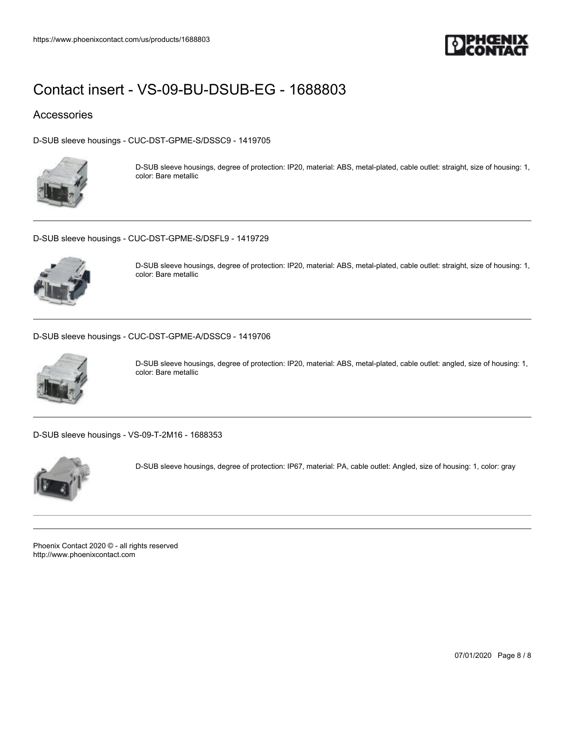# Contact insert - VS-09-BU-DSUB-EG - 1688803

## Accessories

D-SUB sleeve housings - CUC-DST-GPME-S/DSSC9 - 1419705

D-SUB sleeve housings, degree of protection: IP20, material: ABS, metal-plated, cable outlet: straight, size of housing: 1, color: Bare metallic

---

D-SUB sleeve housings - CUC-DST-GPME-S/DSFL9 - 1419729

D-SUB sleeve housings, degree of protection: IP20, material: ABS, metal-plated, cable outlet: straight, size of housing: 1, color: Bare metallic

---

D-SUB sleeve housings - CUC-DST-GPME-A/DSSC9 - 1419706

D-SUB sleeve housings, degree of protection: IP20, material: ABS, metal-plated, cable outlet: angled, size of housing: 1, color: Bare metallic

---

D-SUB sleeve housings - VS-09-T-2M16 - 1688353

D-SUB sleeve housings, degree of protection: IP67, material: PA, cable outlet: Angled, size of housing: 1, color: gray

---

Phoenix Contact 2020 © - all rights reserved
http://www.phoenixcontact.com